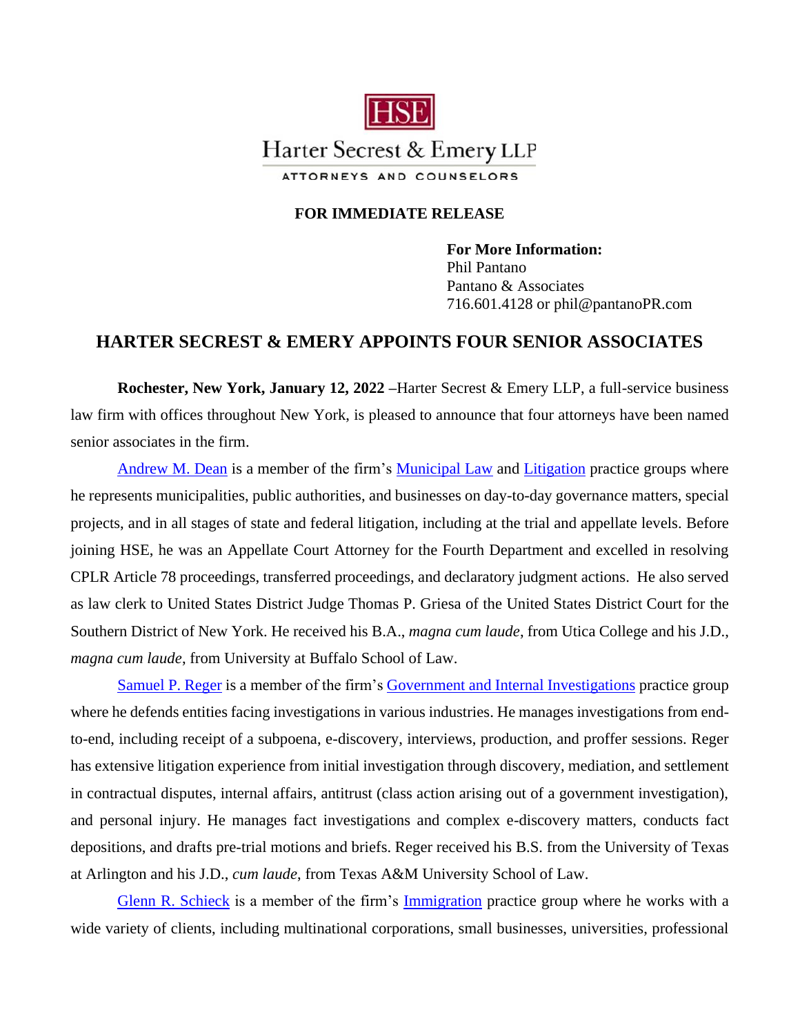HSE

Harter Secrest & Emery LLP

ATTORNEYS AND COUNSELORS

**FOR IMMEDIATE RELEASE**

**For More Information:**
Phil Pantano
Pantano & Associates
716.601.4128 or phil@pantanoPR.com

## HARTER SECREST & EMERY APPOINTS FOUR SENIOR ASSOCIATES

**Rochester, New York, January 12, 2022 –**Harter Secrest & Emery LLP, a full-service business law firm with offices throughout New York, is pleased to announce that four attorneys have been named senior associates in the firm.

Andrew M. Dean is a member of the firm's Municipal Law and Litigation practice groups where he represents municipalities, public authorities, and businesses on day-to-day governance matters, special projects, and in all stages of state and federal litigation, including at the trial and appellate levels. Before joining HSE, he was an Appellate Court Attorney for the Fourth Department and excelled in resolving CPLR Article 78 proceedings, transferred proceedings, and declaratory judgment actions. He also served as law clerk to United States District Judge Thomas P. Griesa of the United States District Court for the Southern District of New York. He received his B.A., *magna cum laude*, from Utica College and his J.D., *magna cum laude*, from University at Buffalo School of Law.

Samuel P. Reger is a member of the firm's Government and Internal Investigations practice group where he defends entities facing investigations in various industries. He manages investigations from end-to-end, including receipt of a subpoena, e-discovery, interviews, production, and proffer sessions. Reger has extensive litigation experience from initial investigation through discovery, mediation, and settlement in contractual disputes, internal affairs, antitrust (class action arising out of a government investigation), and personal injury. He manages fact investigations and complex e-discovery matters, conducts fact depositions, and drafts pre-trial motions and briefs. Reger received his B.S. from the University of Texas at Arlington and his J.D., *cum laude*, from Texas A&M University School of Law.

Glenn R. Schieck is a member of the firm's Immigration practice group where he works with a wide variety of clients, including multinational corporations, small businesses, universities, professional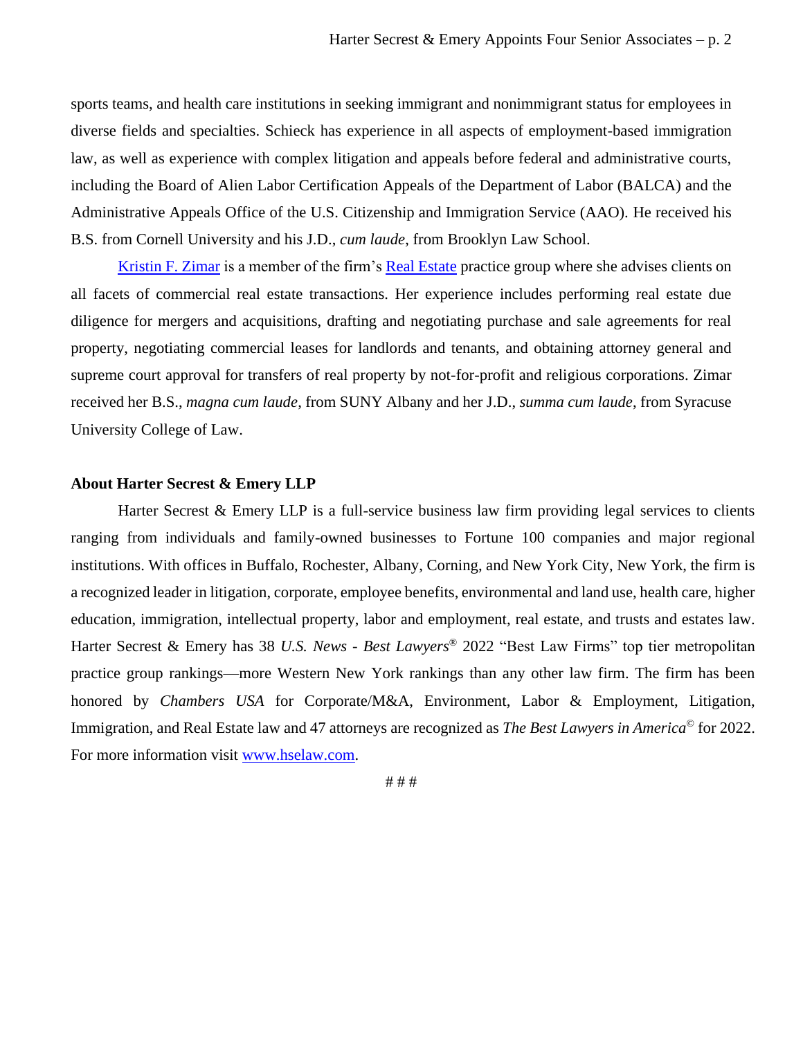sports teams, and health care institutions in seeking immigrant and nonimmigrant status for employees in diverse fields and specialties. Schieck has experience in all aspects of employment-based immigration law, as well as experience with complex litigation and appeals before federal and administrative courts, including the Board of Alien Labor Certification Appeals of the Department of Labor (BALCA) and the Administrative Appeals Office of the U.S. Citizenship and Immigration Service (AAO). He received his B.S. from Cornell University and his J.D., *cum laude*, from Brooklyn Law School.

Kristin F. Zimar is a member of the firm's Real Estate practice group where she advises clients on all facets of commercial real estate transactions. Her experience includes performing real estate due diligence for mergers and acquisitions, drafting and negotiating purchase and sale agreements for real property, negotiating commercial leases for landlords and tenants, and obtaining attorney general and supreme court approval for transfers of real property by not-for-profit and religious corporations. Zimar received her B.S., *magna cum laude*, from SUNY Albany and her J.D., *summa cum laude*, from Syracuse University College of Law.

**About Harter Secrest & Emery LLP**

Harter Secrest & Emery LLP is a full-service business law firm providing legal services to clients ranging from individuals and family-owned businesses to Fortune 100 companies and major regional institutions. With offices in Buffalo, Rochester, Albany, Corning, and New York City, New York, the firm is a recognized leader in litigation, corporate, employee benefits, environmental and land use, health care, higher education, immigration, intellectual property, labor and employment, real estate, and trusts and estates law. Harter Secrest & Emery has 38 *U.S. News - Best Lawyers*® 2022 "Best Law Firms" top tier metropolitan practice group rankings—more Western New York rankings than any other law firm. The firm has been honored by *Chambers USA* for Corporate/M&A, Environment, Labor & Employment, Litigation, Immigration, and Real Estate law and 47 attorneys are recognized as *The Best Lawyers in America*© for 2022. For more information visit www.hselaw.com.

# # #